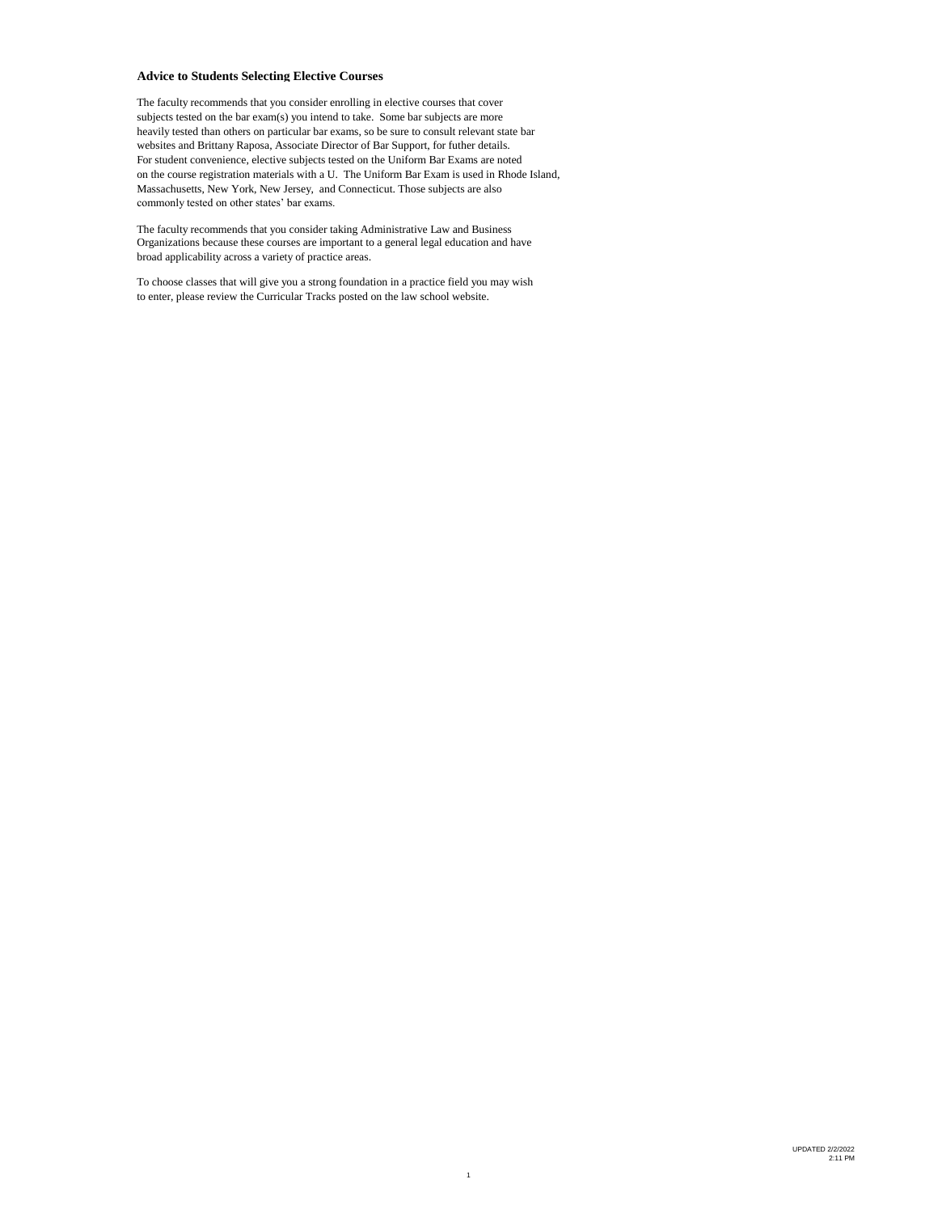## Advice to Students Selecting Elective Courses

The faculty recommends that you consider enrolling in elective courses that cover subjects tested on the bar exam(s) you intend to take. Some bar subjects are more heavily tested than others on particular bar exams, so be sure to consult relevant state bar websites and Brittany Raposa, Associate Director of Bar Support, for futher details. For student convenience, elective subjects tested on the Uniform Bar Exams are noted on the course registration materials with a U. The Uniform Bar Exam is used in Rhode Island, Massachusetts, New York, New Jersey, and Connecticut. Those subjects are also commonly tested on other states' bar exams.

The faculty recommends that you consider taking Administrative Law and Business Organizations because these courses are important to a general legal education and have broad applicability across a variety of practice areas.

To choose classes that will give you a strong foundation in a practice field you may wish to enter, please review the Curricular Tracks posted on the law school website.

UPDATED 2/2/2022
2:11 PM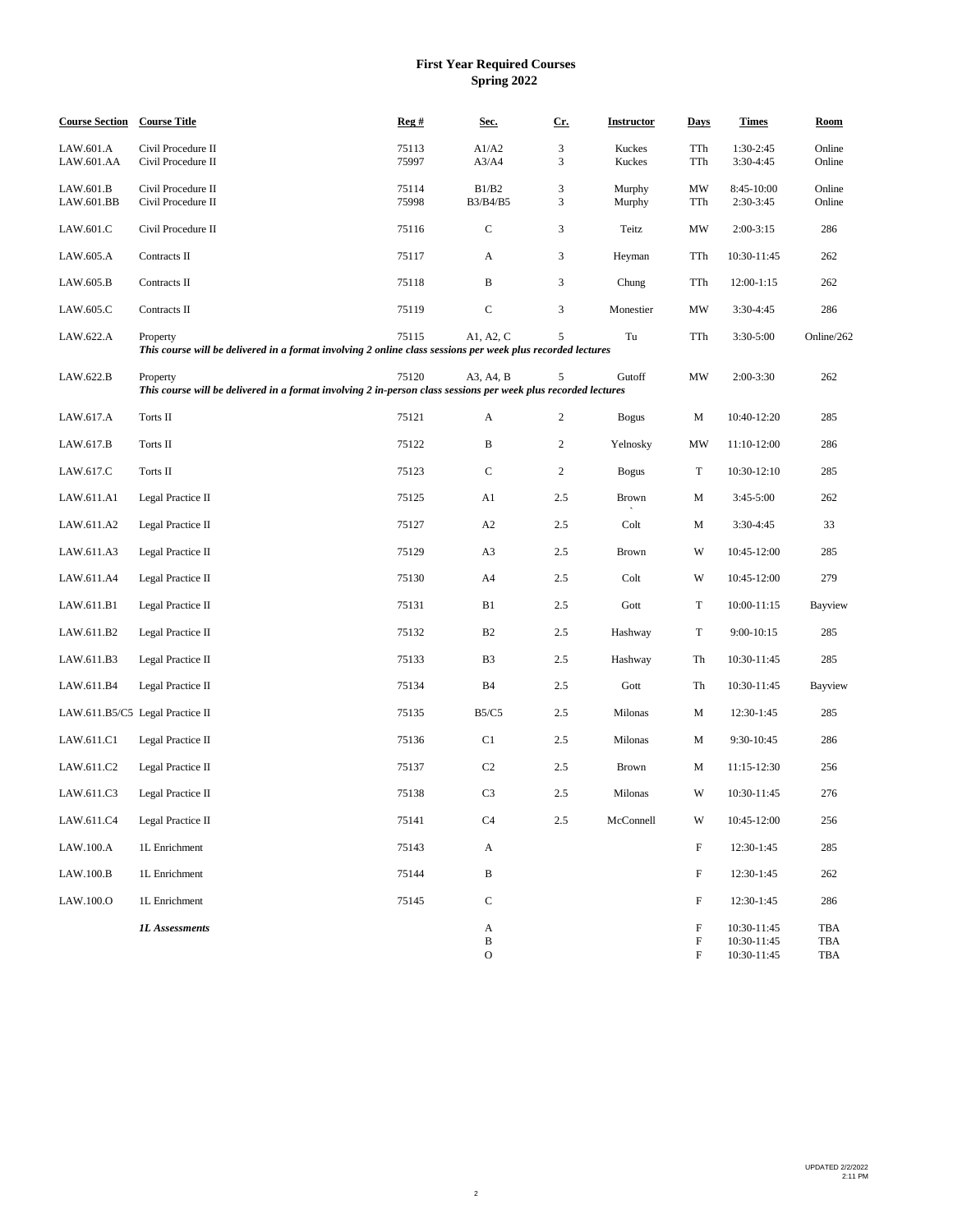## First Year Required Courses
## Spring 2022

| Course Section | Course Title | Reg # | Sec. | Cr. | Instructor | Days | Times | Room |
|---|---|---|---|---|---|---|---|---|
| LAW.601.A | Civil Procedure II | 75113 | A1/A2 | 3 | Kuckes | TTh | 1:30-2:45 | Online |
| LAW.601.AA | Civil Procedure II | 75997 | A3/A4 | 3 | Kuckes | TTh | 3:30-4:45 | Online |
| LAW.601.B | Civil Procedure II | 75114 | B1/B2 | 3 | Murphy | MW | 8:45-10:00 | Online |
| LAW.601.BB | Civil Procedure II | 75998 | B3/B4/B5 | 3 | Murphy | TTh | 2:30-3:45 | Online |
| LAW.601.C | Civil Procedure II | 75116 | C | 3 | Teitz | MW | 2:00-3:15 | 286 |
| LAW.605.A | Contracts II | 75117 | A | 3 | Heyman | TTh | 10:30-11:45 | 262 |
| LAW.605.B | Contracts II | 75118 | B | 3 | Chung | TTh | 12:00-1:15 | 262 |
| LAW.605.C | Contracts II | 75119 | C | 3 | Monestier | MW | 3:30-4:45 | 286 |
| LAW.622.A | Property<br>*This course will be delivered in a format involving 2 online class sessions per week plus recorded lectures* | 75115 | A1, A2, C | 5 | Tu | TTh | 3:30-5:00 | Online/262 |
| LAW.622.B | Property<br>*This course will be delivered in a format involving 2 in-person class sessions per week plus recorded lectures* | 75120 | A3, A4, B | 5 | Gutoff | MW | 2:00-3:30 | 262 |
| LAW.617.A | Torts II | 75121 | A | 2 | Bogus | M | 10:40-12:20 | 285 |
| LAW.617.B | Torts II | 75122 | B | 2 | Yelnosky | MW | 11:10-12:00 | 286 |
| LAW.617.C | Torts II | 75123 | C | 2 | Bogus | T | 10:30-12:10 | 285 |
| LAW.611.A1 | Legal Practice II | 75125 | A1 | 2.5 | Brown | M | 3:45-5:00 | 262 |
| LAW.611.A2 | Legal Practice II | 75127 | A2 | 2.5 | Colt | M | 3:30-4:45 | 33 |
| LAW.611.A3 | Legal Practice II | 75129 | A3 | 2.5 | Brown | W | 10:45-12:00 | 285 |
| LAW.611.A4 | Legal Practice II | 75130 | A4 | 2.5 | Colt | W | 10:45-12:00 | 279 |
| LAW.611.B1 | Legal Practice II | 75131 | B1 | 2.5 | Gott | T | 10:00-11:15 | Bayview |
| LAW.611.B2 | Legal Practice II | 75132 | B2 | 2.5 | Hashway | T | 9:00-10:15 | 285 |
| LAW.611.B3 | Legal Practice II | 75133 | B3 | 2.5 | Hashway | Th | 10:30-11:45 | 285 |
| LAW.611.B4 | Legal Practice II | 75134 | B4 | 2.5 | Gott | Th | 10:30-11:45 | Bayview |
| LAW.611.B5/C5 | Legal Practice II | 75135 | B5/C5 | 2.5 | Milonas | M | 12:30-1:45 | 285 |
| LAW.611.C1 | Legal Practice II | 75136 | C1 | 2.5 | Milonas | M | 9:30-10:45 | 286 |
| LAW.611.C2 | Legal Practice II | 75137 | C2 | 2.5 | Brown | M | 11:15-12:30 | 256 |
| LAW.611.C3 | Legal Practice II | 75138 | C3 | 2.5 | Milonas | W | 10:30-11:45 | 276 |
| LAW.611.C4 | Legal Practice II | 75141 | C4 | 2.5 | McConnell | W | 10:45-12:00 | 256 |
| LAW.100.A | 1L Enrichment | 75143 | A | | | F | 12:30-1:45 | 285 |
| LAW.100.B | 1L Enrichment | 75144 | B | | | F | 12:30-1:45 | 262 |
| LAW.100.O | 1L Enrichment | 75145 | C | | | F | 12:30-1:45 | 286 |
| | *1L Assessments* | | A | | | F | 10:30-11:45 | TBA |
| | | | B | | | F | 10:30-11:45 | TBA |
| | | | O | | | F | 10:30-11:45 | TBA |

UPDATED 2/2/2022 2:11 PM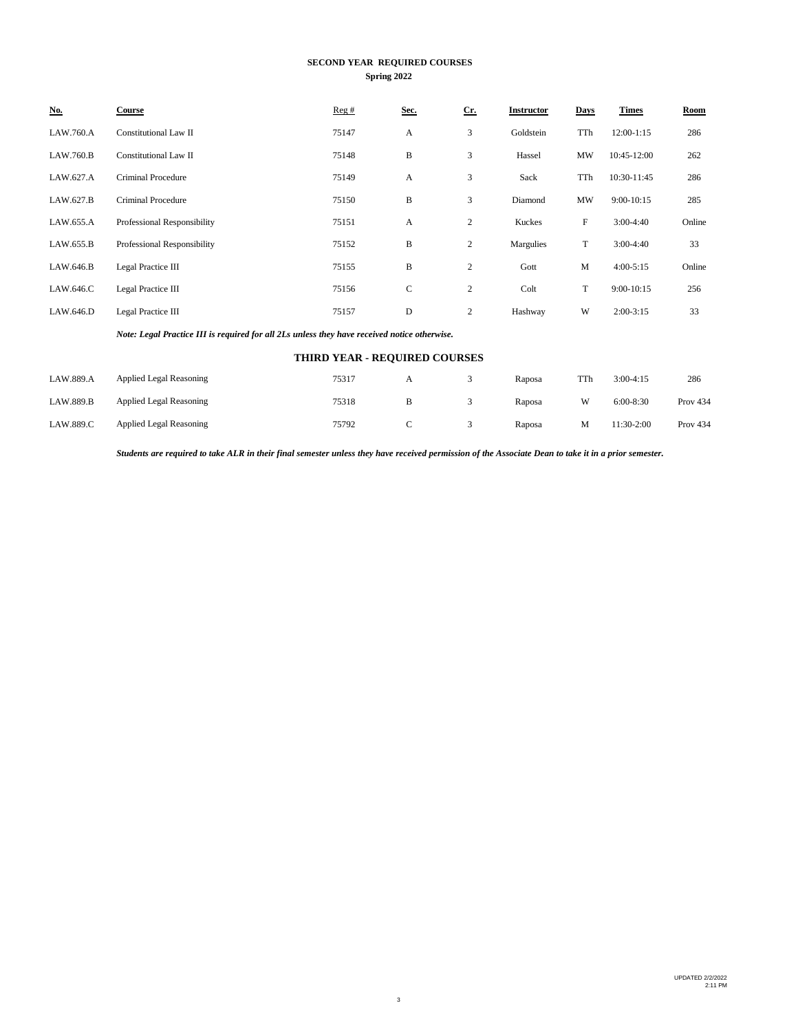## SECOND YEAR REQUIRED COURSES

**Spring 2022**

| No. | Course | Reg # | Sec. | Cr. | Instructor | Days | Times | Room |
|---|---|---|---|---|---|---|---|---|
| LAW.760.A | Constitutional Law II | 75147 | A | 3 | Goldstein | TTh | 12:00-1:15 | 286 |
| LAW.760.B | Constitutional Law II | 75148 | B | 3 | Hassel | MW | 10:45-12:00 | 262 |
| LAW.627.A | Criminal Procedure | 75149 | A | 3 | Sack | TTh | 10:30-11:45 | 286 |
| LAW.627.B | Criminal Procedure | 75150 | B | 3 | Diamond | MW | 9:00-10:15 | 285 |
| LAW.655.A | Professional Responsibility | 75151 | A | 2 | Kuckes | F | 3:00-4:40 | Online |
| LAW.655.B | Professional Responsibility | 75152 | B | 2 | Margulies | T | 3:00-4:40 | 33 |
| LAW.646.B | Legal Practice III | 75155 | B | 2 | Gott | M | 4:00-5:15 | Online |
| LAW.646.C | Legal Practice III | 75156 | C | 2 | Colt | T | 9:00-10:15 | 256 |
| LAW.646.D | Legal Practice III | 75157 | D | 2 | Hashway | W | 2:00-3:15 | 33 |

***Note: Legal Practice III is required for all 2Ls unless they have received notice otherwise.***

## THIRD YEAR - REQUIRED COURSES

| No. | Course | Reg # | Sec. | Cr. | Instructor | Days | Times | Room |
|---|---|---|---|---|---|---|---|---|
| LAW.889.A | Applied Legal Reasoning | 75317 | A | 3 | Raposa | TTh | 3:00-4:15 | 286 |
| LAW.889.B | Applied Legal Reasoning | 75318 | B | 3 | Raposa | W | 6:00-8:30 | Prov 434 |
| LAW.889.C | Applied Legal Reasoning | 75792 | C | 3 | Raposa | M | 11:30-2:00 | Prov 434 |

***Students are required to take ALR in their final semester unless they have received permission of the Associate Dean to take it in a prior semester.***

UPDATED 2/2/2022
2:11 PM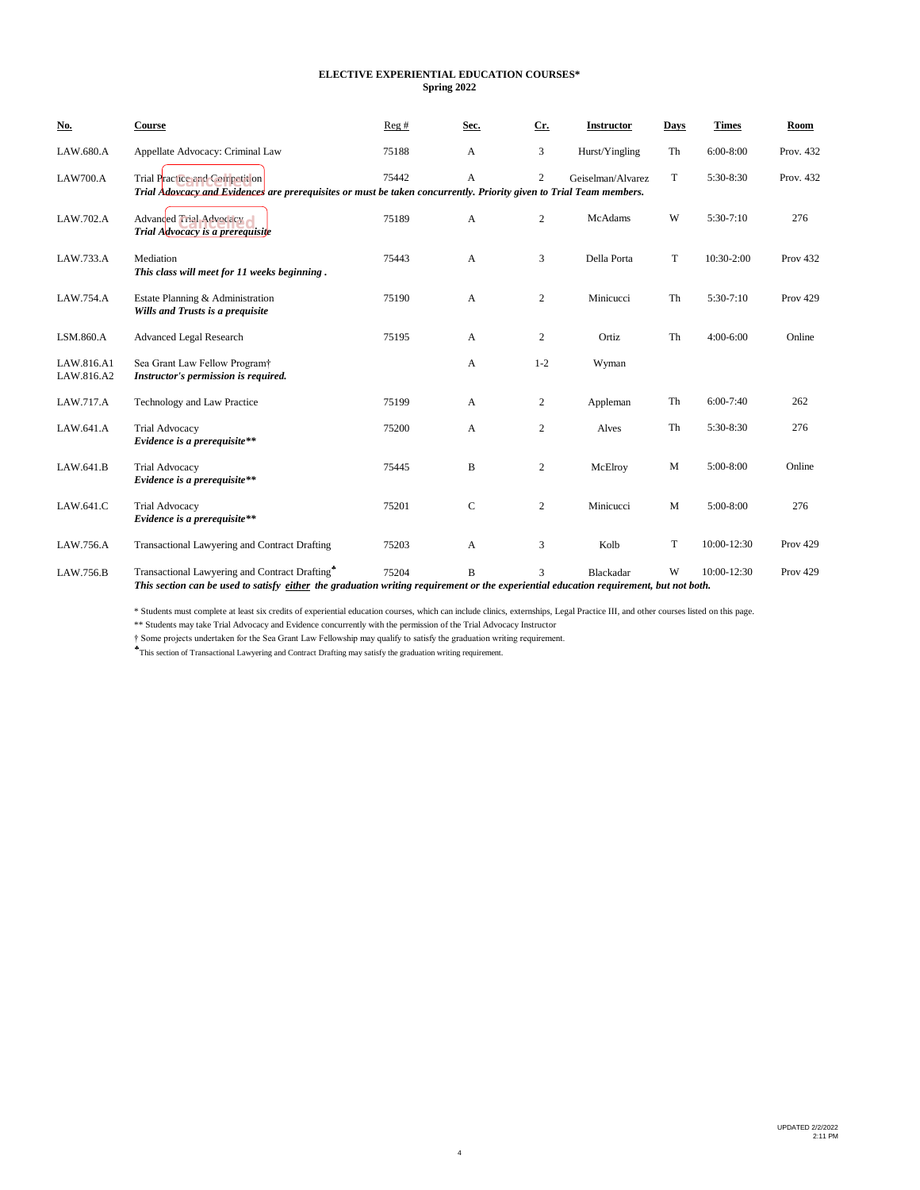**ELECTIVE EXPERIENTIAL EDUCATION COURSES***
**Spring 2022**

| No. | Course | Reg # | Sec. | Cr. | Instructor | Days | Times | Room |
|---|---|---|---|---|---|---|---|---|
| LAW.680.A | Appellate Advocacy: Criminal Law | 75188 | A | 3 | Hurst/Yingling | Th | 6:00-8:00 | Prov. 432 |
| LAW700.A | Trial Practice and Competition (Cancelled)<br>***Trial Advocacy and Evidences are prerequisites or must be taken concurrently. Priority given to Trial Team members.*** | 75442 | A | 2 | Geiselman/Alvarez | T | 5:30-8:30 | Prov. 432 |
| LAW.702.A | Advanced Trial Advocacy (Cancelled)<br>***Trial Advocacy is a prerequisite*** | 75189 | A | 2 | McAdams | W | 5:30-7:10 | 276 |
| LAW.733.A | Mediation<br>***This class will meet for 11 weeks beginning .*** | 75443 | A | 3 | Della Porta | T | 10:30-2:00 | Prov 432 |
| LAW.754.A | Estate Planning & Administration<br>***Wills and Trusts is a prequisite*** | 75190 | A | 2 | Minicucci | Th | 5:30-7:10 | Prov 429 |
| LSM.860.A | Advanced Legal Research | 75195 | A | 2 | Ortiz | Th | 4:00-6:00 | Online |
| LAW.816.A1<br>LAW.816.A2 | Sea Grant Law Fellow Program†<br>***Instructor's permission is required.*** | | A | 1-2 | Wyman | | | |
| LAW.717.A | Technology and Law Practice | 75199 | A | 2 | Appleman | Th | 6:00-7:40 | 262 |
| LAW.641.A | Trial Advocacy<br>***Evidence is a prerequisite**\*** | 75200 | A | 2 | Alves | Th | 5:30-8:30 | 276 |
| LAW.641.B | Trial Advocacy<br>***Evidence is a prerequisite**\*** | 75445 | B | 2 | McElroy | M | 5:00-8:00 | Online |
| LAW.641.C | Trial Advocacy<br>***Evidence is a prerequisite**\*** | 75201 | C | 2 | Minicucci | M | 5:00-8:00 | 276 |
| LAW.756.A | Transactional Lawyering and Contract Drafting | 75203 | A | 3 | Kolb | T | 10:00-12:30 | Prov 429 |
| LAW.756.B | Transactional Lawyering and Contract Drafting♣<br>***This section can be used to satisfy either the graduation writing requirement or the experiential education requirement, but not both.*** | 75204 | B | 3 | Blackadar | W | 10:00-12:30 | Prov 429 |

\* Students must complete at least six credits of experiential education courses, which can include clinics, externships, Legal Practice III, and other courses listed on this page.

** Students may take Trial Advocacy and Evidence concurrently with the permission of the Trial Advocacy Instructor

† Some projects undertaken for the Sea Grant Law Fellowship may qualify to satisfy the graduation writing requirement.

♣This section of Transactional Lawyering and Contract Drafting may satisfy the graduation writing requirement.

UPDATED 2/2/2022
2:11 PM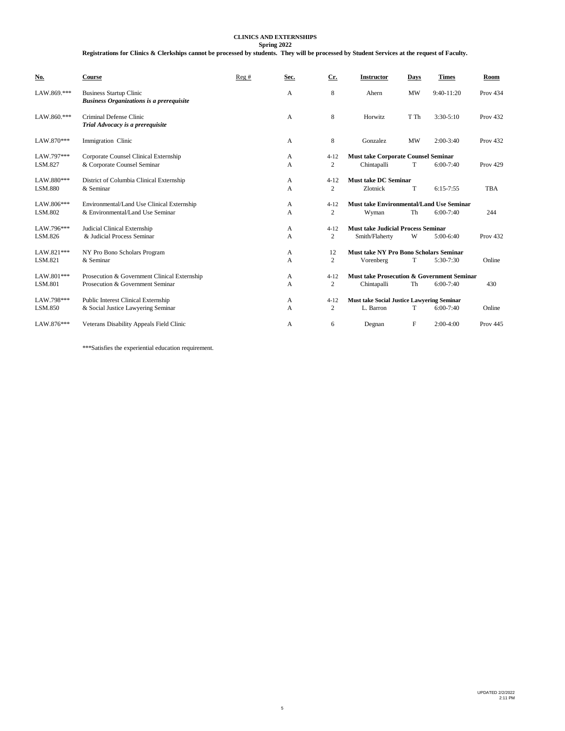**CLINICS AND EXTERNSHIPS**

**Spring 2022**

**Registrations for Clinics & Clerkships cannot be processed by students. They will be processed by Student Services at the request of Faculty.**

| No. | Course | Reg # | Sec. | Cr. | Instructor | Days | Times | Room |
|---|---|---|---|---|---|---|---|---|
| LAW.869.*** | Business Startup Clinic<br>***Business Organizations is a prerequisite*** | | A | 8 | Ahern | MW | 9:40-11:20 | Prov 434 |
| LAW.860.*** | Criminal Defense Clinic<br>***Trial Advocacy is a prerequisite*** | | A | 8 | Horwitz | T Th | 3:30-5:10 | Prov 432 |
| LAW.870*** | Immigration Clinic | | A | 8 | Gonzalez | MW | 2:00-3:40 | Prov 432 |
| LAW.797*** | Corporate Counsel Clinical Externship | | A | 4-12 | **Must take Corporate Counsel Seminar** | | | |
| LSM.827 | & Corporate Counsel Seminar | | A | 2 | Chintapalli | T | 6:00-7:40 | Prov 429 |
| LAW.880*** | District of Columbia Clinical Externship | | A | 4-12 | **Must take DC Seminar** | | | |
| LSM.880 | & Seminar | | A | 2 | Zlotnick | T | 6:15-7:55 | TBA |
| LAW.806*** | Environmental/Land Use Clinical Externship | | A | 4-12 | **Must take Environmental/Land Use Seminar** | | | |
| LSM.802 | & Environmental/Land Use Seminar | | A | 2 | Wyman | Th | 6:00-7:40 | 244 |
| LAW.796*** | Judicial Clinical Externship | | A | 4-12 | **Must take Judicial Process Seminar** | | | |
| LSM.826 | & Judicial Process Seminar | | A | 2 | Smith/Flaherty | W | 5:00-6:40 | Prov 432 |
| LAW.821*** | NY Pro Bono Scholars Program | | A | 12 | **Must take NY Pro Bono Scholars Seminar** | | | |
| LSM.821 | & Seminar | | A | 2 | Vorenberg | T | 5:30-7:30 | Online |
| LAW.801*** | Prosecution & Government Clinical Externship | | A | 4-12 | **Must take Prosecution & Government Seminar** | | | |
| LSM.801 | Prosecution & Government Seminar | | A | 2 | Chintapalli | Th | 6:00-7:40 | 430 |
| LAW.798*** | Public Interest Clinical Externship | | A | 4-12 | **Must take Social Justice Lawyering Seminar** | | | |
| LSM.850 | & Social Justice Lawyering Seminar | | A | 2 | L. Barron | T | 6:00-7:40 | Online |
| LAW.876*** | Veterans Disability Appeals Field Clinic | | A | 6 | Degnan | F | 2:00-4:00 | Prov 445 |

***Satisfies the experiential education requirement.

UPDATED 2/2/2022 2:11 PM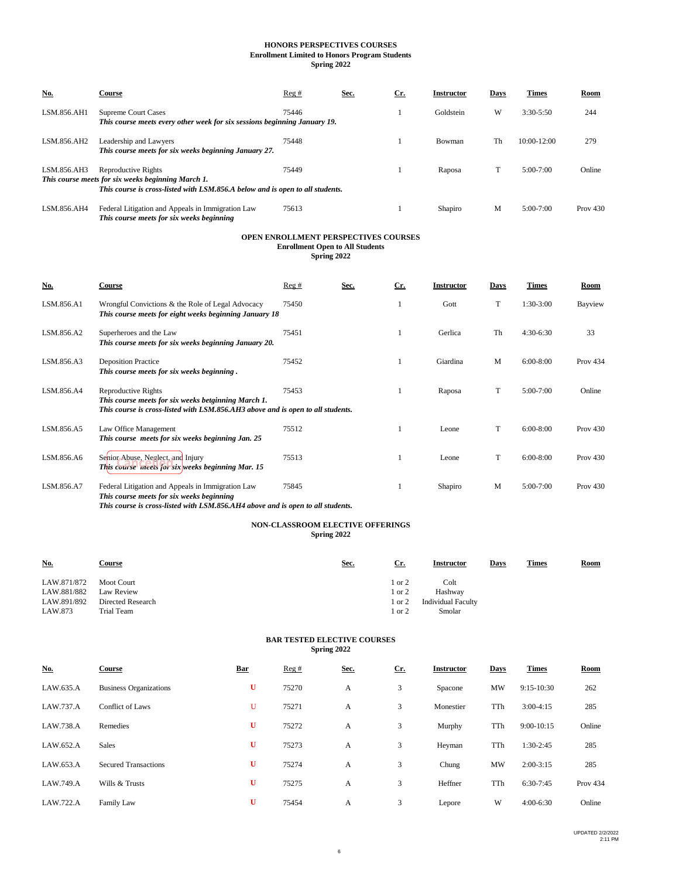**HONORS PERSPECTIVES COURSES**
**Enrollment Limited to Honors Program Students**
**Spring 2022**

| No. | Course | Reg # | Sec. | Cr. | Instructor | Days | Times | Room |
|---|---|---|---|---|---|---|---|---|
| LSM.856.AH1 | Supreme Court Cases<br>***This course meets every other week for six sessions beginning January 19.*** | 75446 | | 1 | Goldstein | W | 3:30-5:50 | 244 |
| LSM.856.AH2 | Leadership and Lawyers<br>***This course meets for six weeks beginning January 27.*** | 75448 | | 1 | Bowman | Th | 10:00-12:00 | 279 |
| LSM.856.AH3 | Reproductive Rights<br>***This course meets for six weeks beginning March 1.***<br>***This course is cross-listed with LSM.856.A below and is open to all students.*** | 75449 | | 1 | Raposa | T | 5:00-7:00 | Online |
| LSM.856.AH4 | Federal Litigation and Appeals in Immigration Law<br>***This course meets for six weeks beginning*** | 75613 | | 1 | Shapiro | M | 5:00-7:00 | Prov 430 |

**OPEN ENROLLMENT PERSPECTIVES COURSES**
**Enrollment Open to All Students**
**Spring 2022**

| No. | Course | Reg # | Sec. | Cr. | Instructor | Days | Times | Room |
|---|---|---|---|---|---|---|---|---|
| LSM.856.A1 | Wrongful Convictions & the Role of Legal Advocacy<br>***This course meets for eight weeks beginning January 18*** | 75450 | | 1 | Gott | T | 1:30-3:00 | Bayview |
| LSM.856.A2 | Superheroes and the Law<br>***This course meets for six weeks beginning January 20.*** | 75451 | | 1 | Gerlica | Th | 4:30-6:30 | 33 |
| LSM.856.A3 | Deposition Practice<br>***This course meets for six weeks beginning .*** | 75452 | | 1 | Giardina | M | 6:00-8:00 | Prov 434 |
| LSM.856.A4 | Reproductive Rights<br>***This course meets for six weeks betginning March 1.***<br>***This course is cross-listed with LSM.856.AH3 above and is open to all students.*** | 75453 | | 1 | Raposa | T | 5:00-7:00 | Online |
| LSM.856.A5 | Law Office Management<br>***This course meets for six weeks beginning Jan. 25*** | 75512 | | 1 | Leone | T | 6:00-8:00 | Prov 430 |
| LSM.856.A6 | Senior Abuse, Neglect, and Injury<br>***This course meets for six weeks beginning Mar. 15*** (Cancelled) | 75513 | | 1 | Leone | T | 6:00-8:00 | Prov 430 |
| LSM.856.A7 | Federal Litigation and Appeals in Immigration Law<br>***This course meets for six weeks beginning***<br>***This course is cross-listed with LSM.856.AH4 above and is open to all students.*** | 75845 | | 1 | Shapiro | M | 5:00-7:00 | Prov 430 |

**NON-CLASSROOM ELECTIVE OFFERINGS**
**Spring 2022**

| No. | Course | Sec. | Cr. | Instructor | Days | Times | Room |
|---|---|---|---|---|---|---|---|
| LAW.871/872 | Moot Court | | 1 or 2 | Colt | | | |
| LAW.881/882 | Law Review | | 1 or 2 | Hashway | | | |
| LAW.891/892 | Directed Research | | 1 or 2 | Individual Faculty | | | |
| LAW.873 | Trial Team | | 1 or 2 | Smolar | | | |

**BAR TESTED ELECTIVE COURSES**
**Spring 2022**

| No. | Course | Bar | Reg # | Sec. | Cr. | Instructor | Days | Times | Room |
|---|---|---|---|---|---|---|---|---|---|
| LAW.635.A | Business Organizations | U | 75270 | A | 3 | Spacone | MW | 9:15-10:30 | 262 |
| LAW.737.A | Conflict of Laws | U | 75271 | A | 3 | Monestier | TTh | 3:00-4:15 | 285 |
| LAW.738.A | Remedies | U | 75272 | A | 3 | Murphy | TTh | 9:00-10:15 | Online |
| LAW.652.A | Sales | U | 75273 | A | 3 | Heyman | TTh | 1:30-2:45 | 285 |
| LAW.653.A | Secured Transactions | U | 75274 | A | 3 | Chung | MW | 2:00-3:15 | 285 |
| LAW.749.A | Wills & Trusts | U | 75275 | A | 3 | Heffner | TTh | 6:30-7:45 | Prov 434 |
| LAW.722.A | Family Law | U | 75454 | A | 3 | Lepore | W | 4:00-6:30 | Online |

UPDATED 2/2/2022
2:11 PM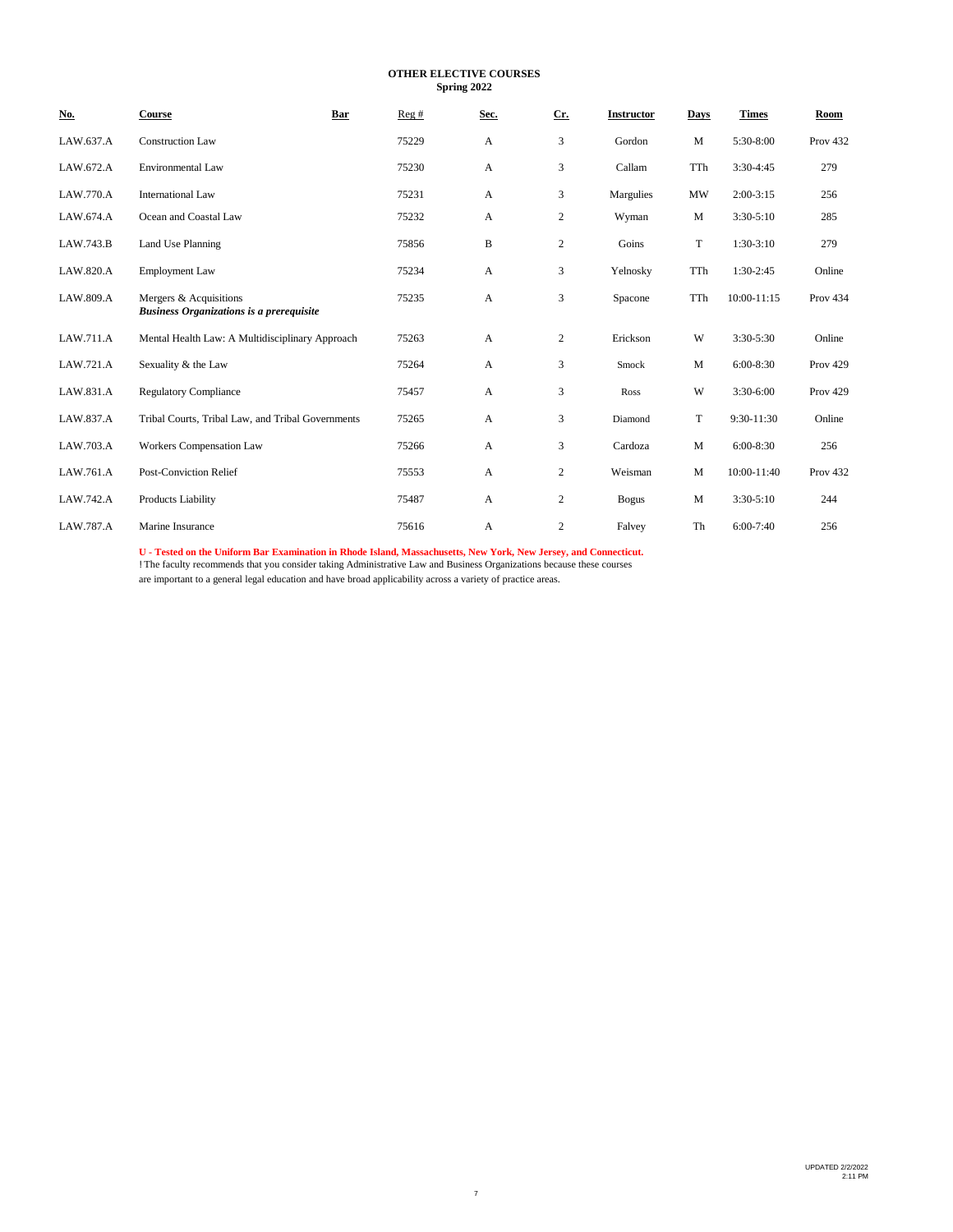**OTHER ELECTIVE COURSES**
**Spring 2022**

| No. | Course | Bar | Reg # | Sec. | Cr. | Instructor | Days | Times | Room |
|---|---|---|---|---|---|---|---|---|---|
| LAW.637.A | Construction Law | | 75229 | A | 3 | Gordon | M | 5:30-8:00 | Prov 432 |
| LAW.672.A | Environmental Law | | 75230 | A | 3 | Callam | TTh | 3:30-4:45 | 279 |
| LAW.770.A | International Law | | 75231 | A | 3 | Margulies | MW | 2:00-3:15 | 256 |
| LAW.674.A | Ocean and Coastal Law | | 75232 | A | 2 | Wyman | M | 3:30-5:10 | 285 |
| LAW.743.B | Land Use Planning | | 75856 | B | 2 | Goins | T | 1:30-3:10 | 279 |
| LAW.820.A | Employment Law | | 75234 | A | 3 | Yelnosky | TTh | 1:30-2:45 | Online |
| LAW.809.A | Mergers & Acquisitions ***Business Organizations is a prerequisite*** | | 75235 | A | 3 | Spacone | TTh | 10:00-11:15 | Prov 434 |
| LAW.711.A | Mental Health Law: A Multidisciplinary Approach | | 75263 | A | 2 | Erickson | W | 3:30-5:30 | Online |
| LAW.721.A | Sexuality & the Law | | 75264 | A | 3 | Smock | M | 6:00-8:30 | Prov 429 |
| LAW.831.A | Regulatory Compliance | | 75457 | A | 3 | Ross | W | 3:30-6:00 | Prov 429 |
| LAW.837.A | Tribal Courts, Tribal Law, and Tribal Governments | | 75265 | A | 3 | Diamond | T | 9:30-11:30 | Online |
| LAW.703.A | Workers Compensation Law | | 75266 | A | 3 | Cardoza | M | 6:00-8:30 | 256 |
| LAW.761.A | Post-Conviction Relief | | 75553 | A | 2 | Weisman | M | 10:00-11:40 | Prov 432 |
| LAW.742.A | Products Liability | | 75487 | A | 2 | Bogus | M | 3:30-5:10 | 244 |
| LAW.787.A | Marine Insurance | | 75616 | A | 2 | Falvey | Th | 6:00-7:40 | 256 |

**U - Tested on the Uniform Bar Examination in Rhode Island, Massachusetts, New York, New Jersey, and Connecticut.**

! The faculty recommends that you consider taking Administrative Law and Business Organizations because these courses are important to a general legal education and have broad applicability across a variety of practice areas.

UPDATED 2/2/2022 2:11 PM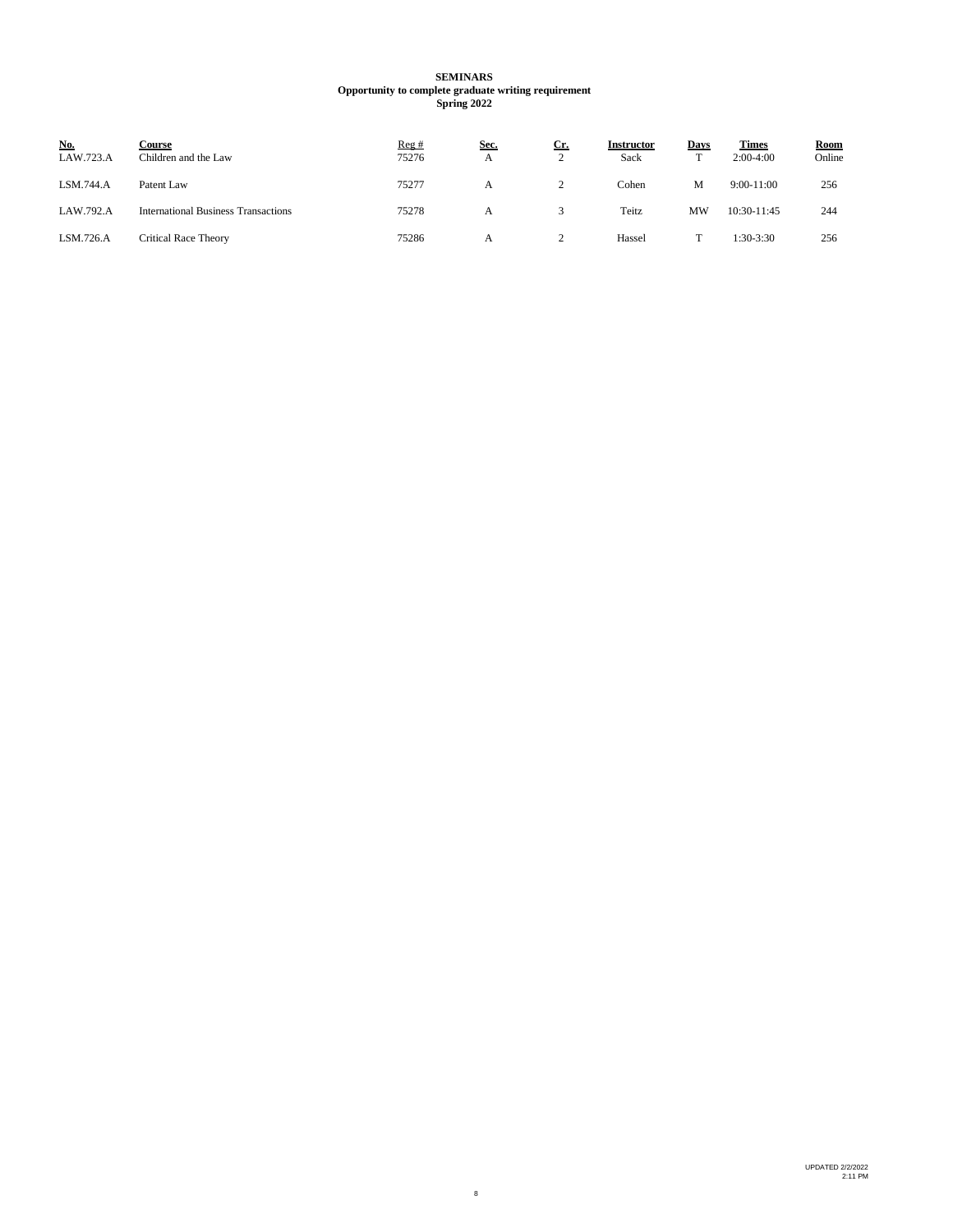**SEMINARS**
**Opportunity to complete graduate writing requirement**
**Spring 2022**

| No. | Course | Reg # | Sec. | Cr. | Instructor | Days | Times | Room |
|---|---|---|---|---|---|---|---|---|
| LAW.723.A | Children and the Law | 75276 | A | 2 | Sack | T | 2:00-4:00 | Online |
| LSM.744.A | Patent Law | 75277 | A | 2 | Cohen | M | 9:00-11:00 | 256 |
| LAW.792.A | International Business Transactions | 75278 | A | 3 | Teitz | MW | 10:30-11:45 | 244 |
| LSM.726.A | Critical Race Theory | 75286 | A | 2 | Hassel | T | 1:30-3:30 | 256 |

UPDATED 2/2/2022
2:11 PM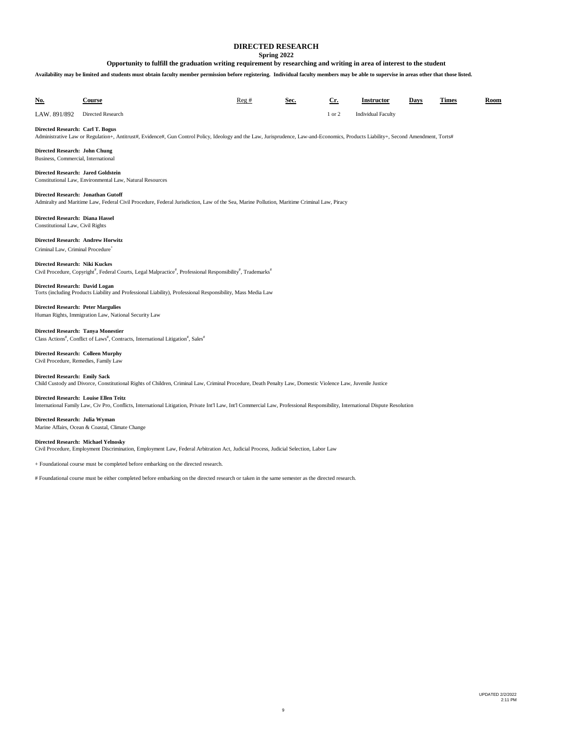# DIRECTED RESEARCH

**Spring 2022**

**Opportunity to fulfill the graduation writing requirement by researching and writing in area of interest to the student**

**Availability may be limited and students must obtain faculty member permission before registering. Individual faculty members may be able to supervise in areas other that those listed.**

| No. | Course | Reg # | Sec. | Cr. | Instructor | Days | Times | Room |
|---|---|---|---|---|---|---|---|---|
| LAW. 891/892 | Directed Research | | | 1 or 2 | Individual Faculty | | | |

**Directed Research: Carl T. Bogus**
Administrative Law or Regulation+, Antitrust#, Evidence#, Gun Control Policy, Ideology and the Law, Jurisprudence, Law-and-Economics, Products Liability+, Second Amendment, Torts#

**Directed Research: John Chung**
Business, Commercial, International

**Directed Research: Jared Goldstein**
Constitutional Law, Environmental Law, Natural Resources

**Directed Research: Jonathan Gutoff**
Admiralty and Maritime Law, Federal Civil Procedure, Federal Jurisdiction, Law of the Sea, Marine Pollution, Maritime Criminal Law, Piracy

**Directed Research: Diana Hassel**
Constitutional Law, Civil Rights

**Directed Research: Andrew Horwitz**
Criminal Law, Criminal Procedure+

**Directed Research: Niki Kuckes**
Civil Procedure, Copyright#, Federal Courts, Legal Malpractice#, Professional Responsibility#, Trademarks#

**Directed Research: David Logan**
Torts (including Products Liability and Professional Liability), Professional Responsibility, Mass Media Law

**Directed Research: Peter Margulies**
Human Rights, Immigration Law, National Security Law

**Directed Research: Tanya Monestier**
Class Actions#, Conflict of Laws#, Contracts, International Litigation#, Sales#

**Directed Research: Colleen Murphy**
Civil Procedure, Remedies, Family Law

**Directed Research: Emily Sack**
Child Custody and Divorce, Constitutional Rights of Children, Criminal Law, Criminal Procedure, Death Penalty Law, Domestic Violence Law, Juvenile Justice

**Directed Research: Louise Ellen Teitz**
International Family Law, Civ Pro, Conflicts, International Litigation, Private Int'l Law, Int'l Commercial Law, Professional Responsibility, International Dispute Resolution

**Directed Research: Julia Wyman**
Marine Affairs, Ocean & Coastal, Climate Change

**Directed Research: Michael Yelnosky**
Civil Procedure, Employment Discrimination, Employment Law, Federal Arbitration Act, Judicial Process, Judicial Selection, Labor Law

+ Foundational course must be completed before embarking on the directed research.

# Foundational course must be either completed before embarking on the directed research or taken in the same semester as the directed research.

UPDATED 2/2/2022
2:11 PM